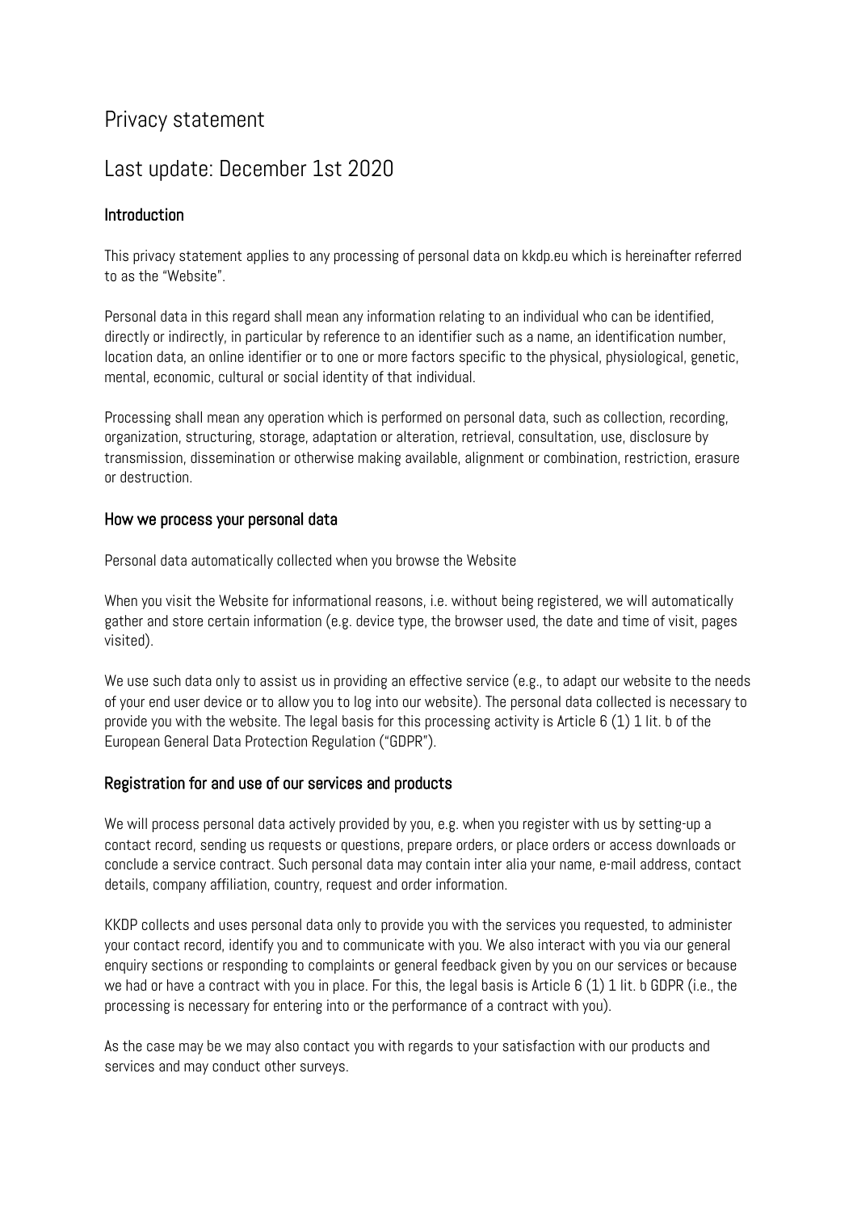# Privacy statement

# Last update: December 1st 2020

### Introduction

This privacy statement applies to any processing of personal data on kkdp.eu which is hereinafter referred to as the "Website".

Personal data in this regard shall mean any information relating to an individual who can be identified, directly or indirectly, in particular by reference to an identifier such as a name, an identification number, location data, an online identifier or to one or more factors specific to the physical, physiological, genetic, mental, economic, cultural or social identity of that individual.

Processing shall mean any operation which is performed on personal data, such as collection, recording, organization, structuring, storage, adaptation or alteration, retrieval, consultation, use, disclosure by transmission, dissemination or otherwise making available, alignment or combination, restriction, erasure or destruction.

### How we process your personal data

Personal data automatically collected when you browse the Website

When you visit the Website for informational reasons, i.e. without being registered, we will automatically gather and store certain information (e.g. device type, the browser used, the date and time of visit, pages visited).

We use such data only to assist us in providing an effective service (e.g., to adapt our website to the needs of your end user device or to allow you to log into our website). The personal data collected is necessary to provide you with the website. The legal basis for this processing activity is Article 6 (1) 1 lit. b of the European General Data Protection Regulation ("GDPR").

### Registration for and use of our services and products

We will process personal data actively provided by you, e.g. when you register with us by setting-up a contact record, sending us requests or questions, prepare orders, or place orders or access downloads or conclude a service contract. Such personal data may contain inter alia your name, e-mail address, contact details, company affiliation, country, request and order information.

KKDP collects and uses personal data only to provide you with the services you requested, to administer your contact record, identify you and to communicate with you. We also interact with you via our general enquiry sections or responding to complaints or general feedback given by you on our services or because we had or have a contract with you in place. For this, the legal basis is Article 6 (1) 1 lit. b GDPR (i.e., the processing is necessary for entering into or the performance of a contract with you).

As the case may be we may also contact you with regards to your satisfaction with our products and services and may conduct other surveys.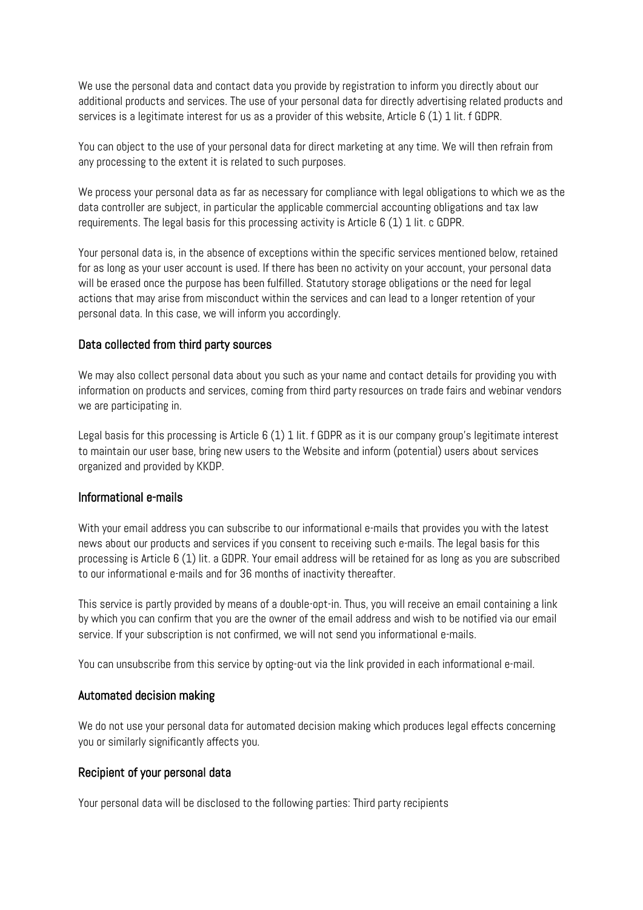We use the personal data and contact data you provide by registration to inform you directly about our additional products and services. The use of your personal data for directly advertising related products and services is a legitimate interest for us as a provider of this website, Article 6 (1) 1 lit. f GDPR.

You can object to the use of your personal data for direct marketing at any time. We will then refrain from any processing to the extent it is related to such purposes.

We process your personal data as far as necessary for compliance with legal obligations to which we as the data controller are subject, in particular the applicable commercial accounting obligations and tax law requirements. The legal basis for this processing activity is Article 6 (1) 1 lit. c GDPR.

Your personal data is, in the absence of exceptions within the specific services mentioned below, retained for as long as your user account is used. If there has been no activity on your account, your personal data will be erased once the purpose has been fulfilled. Statutory storage obligations or the need for legal actions that may arise from misconduct within the services and can lead to a longer retention of your personal data. In this case, we will inform you accordingly.

### Data collected from third party sources

We may also collect personal data about you such as your name and contact details for providing you with information on products and services, coming from third party resources on trade fairs and webinar vendors we are participating in.

Legal basis for this processing is Article 6 (1) 1 lit. f GDPR as it is our company group's legitimate interest to maintain our user base, bring new users to the Website and inform (potential) users about services organized and provided by KKDP.

### Informational e-mails

With your email address you can subscribe to our informational e-mails that provides you with the latest news about our products and services if you consent to receiving such e-mails. The legal basis for this processing is Article 6 (1) lit. a GDPR. Your email address will be retained for as long as you are subscribed to our informational e-mails and for 36 months of inactivity thereafter.

This service is partly provided by means of a double-opt-in. Thus, you will receive an email containing a link by which you can confirm that you are the owner of the email address and wish to be notified via our email service. If your subscription is not confirmed, we will not send you informational e-mails.

You can unsubscribe from this service by opting-out via the link provided in each informational e-mail.

### Automated decision making

We do not use your personal data for automated decision making which produces legal effects concerning you or similarly significantly affects you.

### Recipient of your personal data

Your personal data will be disclosed to the following parties: Third party recipients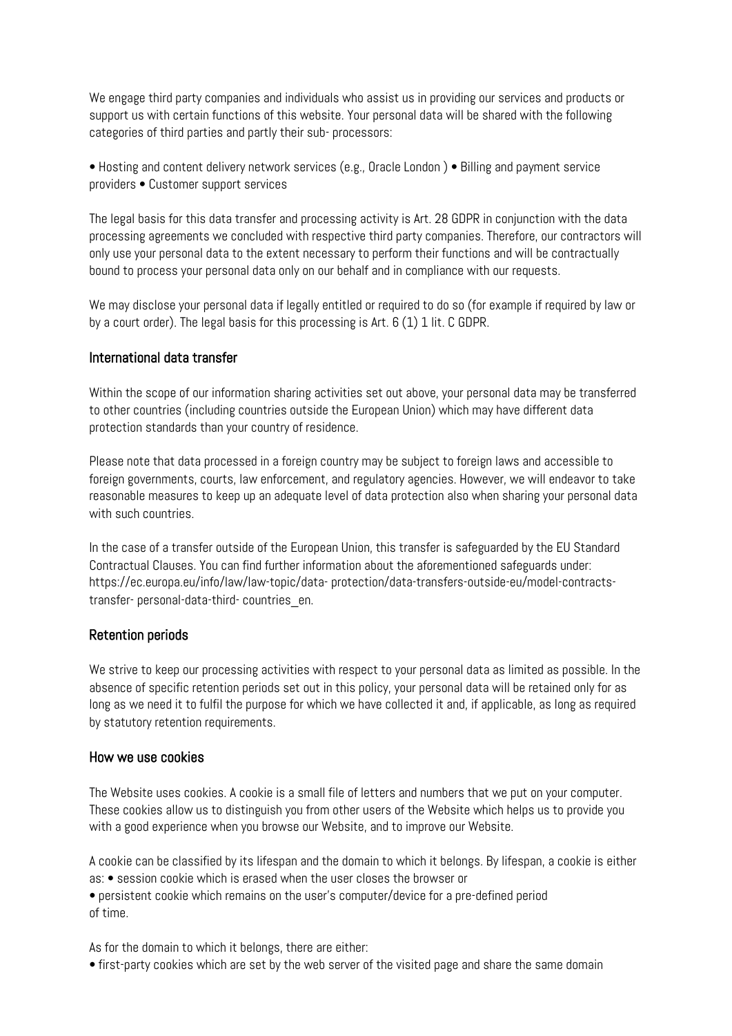We engage third party companies and individuals who assist us in providing our services and products or support us with certain functions of this website. Your personal data will be shared with the following categories of third parties and partly their sub- processors:

• Hosting and content delivery network services (e.g., Oracle London ) • Billing and payment service providers • Customer support services

The legal basis for this data transfer and processing activity is Art. 28 GDPR in conjunction with the data processing agreements we concluded with respective third party companies. Therefore, our contractors will only use your personal data to the extent necessary to perform their functions and will be contractually bound to process your personal data only on our behalf and in compliance with our requests.

We may disclose your personal data if legally entitled or required to do so (for example if required by law or by a court order). The legal basis for this processing is Art. 6 (1) 1 lit. C GDPR.

## International data transfer

Within the scope of our information sharing activities set out above, your personal data may be transferred to other countries (including countries outside the European Union) which may have different data protection standards than your country of residence.

Please note that data processed in a foreign country may be subject to foreign laws and accessible to foreign governments, courts, law enforcement, and regulatory agencies. However, we will endeavor to take reasonable measures to keep up an adequate level of data protection also when sharing your personal data with such countries.

In the case of a transfer outside of the European Union, this transfer is safeguarded by the EU Standard Contractual Clauses. You can find further information about the aforementioned safeguards under: https://ec.europa.eu/info/law/law-topic/data- protection/data-transfers-outside-eu/model-contracts-transfer- personal-data-third- countries_en.

## Retention periods

We strive to keep our processing activities with respect to your personal data as limited as possible. In the absence of specific retention periods set out in this policy, your personal data will be retained only for as long as we need it to fulfil the purpose for which we have collected it and, if applicable, as long as required by statutory retention requirements.

## How we use cookies

The Website uses cookies. A cookie is a small file of letters and numbers that we put on your computer. These cookies allow us to distinguish you from other users of the Website which helps us to provide you with a good experience when you browse our Website, and to improve our Website.

A cookie can be classified by its lifespan and the domain to which it belongs. By lifespan, a cookie is either as: • session cookie which is erased when the user closes the browser or

• persistent cookie which remains on the user's computer/device for a pre-defined period of time.

As for the domain to which it belongs, there are either:

• first-party cookies which are set by the web server of the visited page and share the same domain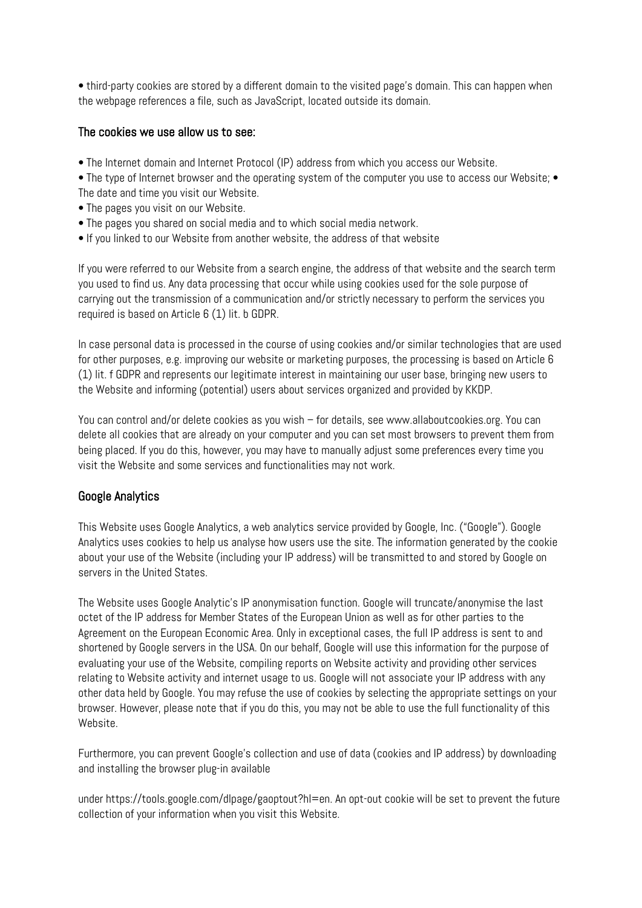• third-party cookies are stored by a different domain to the visited page's domain. This can happen when the webpage references a file, such as JavaScript, located outside its domain.

### The cookies we use allow us to see:

• The Internet domain and Internet Protocol (IP) address from which you access our Website.
• The type of Internet browser and the operating system of the computer you use to access our Website; • The date and time you visit our Website.
• The pages you visit on our Website.
• The pages you shared on social media and to which social media network.
• If you linked to our Website from another website, the address of that website

If you were referred to our Website from a search engine, the address of that website and the search term you used to find us. Any data processing that occur while using cookies used for the sole purpose of carrying out the transmission of a communication and/or strictly necessary to perform the services you required is based on Article 6 (1) lit. b GDPR.

In case personal data is processed in the course of using cookies and/or similar technologies that are used for other purposes, e.g. improving our website or marketing purposes, the processing is based on Article 6 (1) lit. f GDPR and represents our legitimate interest in maintaining our user base, bringing new users to the Website and informing (potential) users about services organized and provided by KKDP.

You can control and/or delete cookies as you wish – for details, see www.allaboutcookies.org. You can delete all cookies that are already on your computer and you can set most browsers to prevent them from being placed. If you do this, however, you may have to manually adjust some preferences every time you visit the Website and some services and functionalities may not work.

## Google Analytics

This Website uses Google Analytics, a web analytics service provided by Google, Inc. ("Google"). Google Analytics uses cookies to help us analyse how users use the site. The information generated by the cookie about your use of the Website (including your IP address) will be transmitted to and stored by Google on servers in the United States.

The Website uses Google Analytic's IP anonymisation function. Google will truncate/anonymise the last octet of the IP address for Member States of the European Union as well as for other parties to the Agreement on the European Economic Area. Only in exceptional cases, the full IP address is sent to and shortened by Google servers in the USA. On our behalf, Google will use this information for the purpose of evaluating your use of the Website, compiling reports on Website activity and providing other services relating to Website activity and internet usage to us. Google will not associate your IP address with any other data held by Google. You may refuse the use of cookies by selecting the appropriate settings on your browser. However, please note that if you do this, you may not be able to use the full functionality of this Website.

Furthermore, you can prevent Google's collection and use of data (cookies and IP address) by downloading and installing the browser plug-in available

under https://tools.google.com/dlpage/gaoptout?hl=en. An opt-out cookie will be set to prevent the future collection of your information when you visit this Website.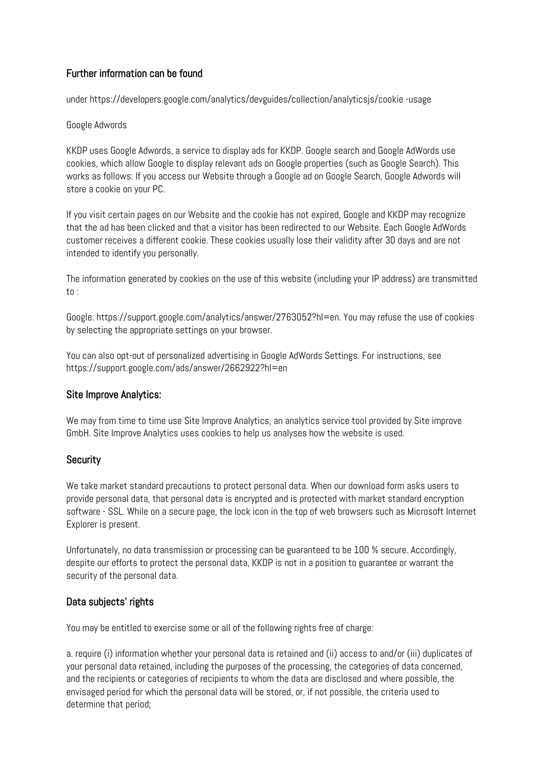## Further information can be found

under https://developers.google.com/analytics/devguides/collection/analyticsjs/cookie -usage

Google Adwords

KKDP uses Google Adwords, a service to display ads for KKDP. Google search and Google AdWords use cookies, which allow Google to display relevant ads on Google properties (such as Google Search). This works as follows: If you access our Website through a Google ad on Google Search, Google Adwords will store a cookie on your PC.

If you visit certain pages on our Website and the cookie has not expired, Google and KKDP may recognize that the ad has been clicked and that a visitor has been redirected to our Website. Each Google AdWords customer receives a different cookie. These cookies usually lose their validity after 30 days and are not intended to identify you personally.

The information generated by cookies on the use of this website (including your IP address) are transmitted to :

Google: https://support.google.com/analytics/answer/2763052?hl=en. You may refuse the use of cookies by selecting the appropriate settings on your browser.

You can also opt-out of personalized advertising in Google AdWords Settings. For instructions, see https://support.google.com/ads/answer/2662922?hl=en

## Site Improve Analytics:

We may from time to time use Site Improve Analytics, an analytics service tool provided by Site improve GmbH. Site Improve Analytics uses cookies to help us analyses how the website is used.

## Security

We take market standard precautions to protect personal data. When our download form asks users to provide personal data, that personal data is encrypted and is protected with market standard encryption software - SSL. While on a secure page, the lock icon in the top of web browsers such as Microsoft Internet Explorer is present.

Unfortunately, no data transmission or processing can be guaranteed to be 100 % secure. Accordingly, despite our efforts to protect the personal data, KKDP is not in a position to guarantee or warrant the security of the personal data.

## Data subjects' rights

You may be entitled to exercise some or all of the following rights free of charge:

a. require (i) information whether your personal data is retained and (ii) access to and/or (iii) duplicates of your personal data retained, including the purposes of the processing, the categories of data concerned, and the recipients or categories of recipients to whom the data are disclosed and where possible, the envisaged period for which the personal data will be stored, or, if not possible, the criteria used to determine that period;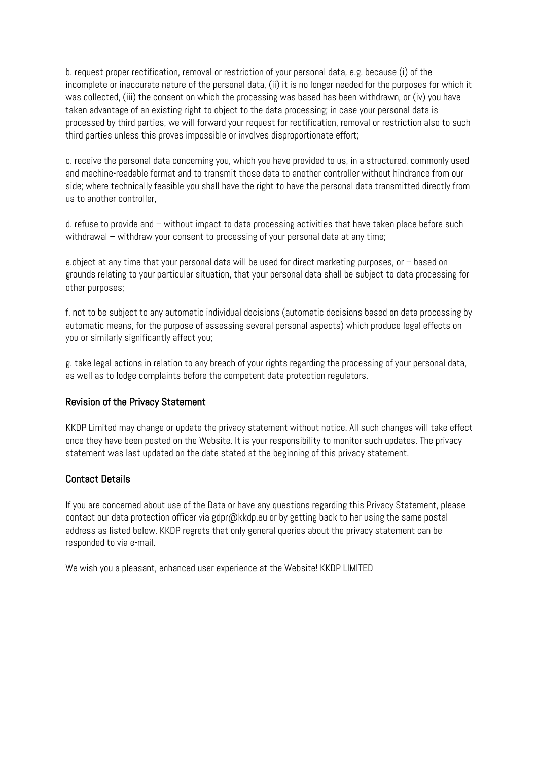b. request proper rectification, removal or restriction of your personal data, e.g. because (i) of the incomplete or inaccurate nature of the personal data, (ii) it is no longer needed for the purposes for which it was collected, (iii) the consent on which the processing was based has been withdrawn, or (iv) you have taken advantage of an existing right to object to the data processing; in case your personal data is processed by third parties, we will forward your request for rectification, removal or restriction also to such third parties unless this proves impossible or involves disproportionate effort;

c. receive the personal data concerning you, which you have provided to us, in a structured, commonly used and machine-readable format and to transmit those data to another controller without hindrance from our side; where technically feasible you shall have the right to have the personal data transmitted directly from us to another controller,

d. refuse to provide and – without impact to data processing activities that have taken place before such withdrawal – withdraw your consent to processing of your personal data at any time;

e.object at any time that your personal data will be used for direct marketing purposes, or – based on grounds relating to your particular situation, that your personal data shall be subject to data processing for other purposes;

f. not to be subject to any automatic individual decisions (automatic decisions based on data processing by automatic means, for the purpose of assessing several personal aspects) which produce legal effects on you or similarly significantly affect you;

g. take legal actions in relation to any breach of your rights regarding the processing of your personal data, as well as to lodge complaints before the competent data protection regulators.

## Revision of the Privacy Statement

KKDP Limited may change or update the privacy statement without notice. All such changes will take effect once they have been posted on the Website. It is your responsibility to monitor such updates. The privacy statement was last updated on the date stated at the beginning of this privacy statement.

## Contact Details

If you are concerned about use of the Data or have any questions regarding this Privacy Statement, please contact our data protection officer via gdpr@kkdp.eu or by getting back to her using the same postal address as listed below. KKDP regrets that only general queries about the privacy statement can be responded to via e-mail.

We wish you a pleasant, enhanced user experience at the Website! KKDP LIMITED